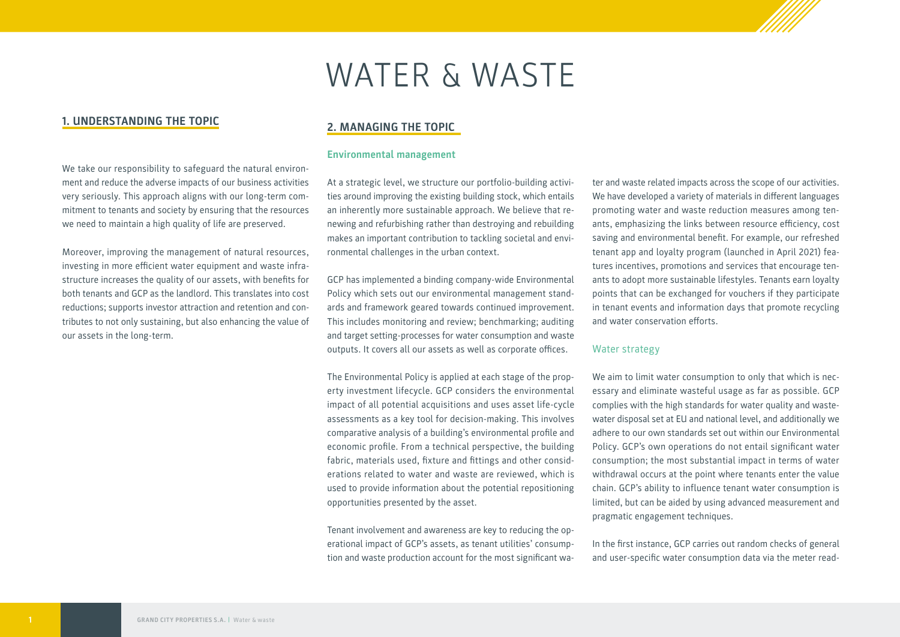# WATER & WASTE

## 1. UNDERSTANDING THE TOPIC

We take our responsibility to safeguard the natural environment and reduce the adverse impacts of our business activities very seriously. This approach aligns with our long-term commitment to tenants and society by ensuring that the resources we need to maintain a high quality of life are preserved.

Moreover, improving the management of natural resources, investing in more efficient water equipment and waste infrastructure increases the quality of our assets, with benefits for both tenants and GCP as the landlord. This translates into cost reductions; supports investor attraction and retention and contributes to not only sustaining, but also enhancing the value of our assets in the long-term.

## 2. MANAGING THE TOPIC

### Environmental management

At a strategic level, we structure our portfolio-building activities around improving the existing building stock, which entails an inherently more sustainable approach. We believe that renewing and refurbishing rather than destroying and rebuilding makes an important contribution to tackling societal and environmental challenges in the urban context.

GCP has implemented a binding company-wide Environmental Policy which sets out our environmental management standards and framework geared towards continued improvement. This includes monitoring and review; benchmarking; auditing and target setting-processes for water consumption and waste outputs. It covers all our assets as well as corporate offices.

The Environmental Policy is applied at each stage of the property investment lifecycle. GCP considers the environmental impact of all potential acquisitions and uses asset life-cycle assessments as a key tool for decision-making. This involves comparative analysis of a building's environmental profile and economic profile. From a technical perspective, the building fabric, materials used, fixture and fittings and other considerations related to water and waste are reviewed, which is used to provide information about the potential repositioning opportunities presented by the asset.

Tenant involvement and awareness are key to reducing the operational impact of GCP's assets, as tenant utilities' consumption and waste production account for the most significant water and waste related impacts across the scope of our activities. We have developed a variety of materials in different languages promoting water and waste reduction measures among tenants, emphasizing the links between resource efficiency, cost saving and environmental benefit. For example, our refreshed tenant app and loyalty program (launched in April 2021) features incentives, promotions and services that encourage tenants to adopt more sustainable lifestyles. Tenants earn loyalty points that can be exchanged for vouchers if they participate in tenant events and information days that promote recycling and water conservation efforts.

### Water strategy

We aim to limit water consumption to only that which is necessary and eliminate wasteful usage as far as possible. GCP complies with the high standards for water quality and wastewater disposal set at EU and national level, and additionally we adhere to our own standards set out within our Environmental Policy. GCP's own operations do not entail significant water consumption; the most substantial impact in terms of water withdrawal occurs at the point where tenants enter the value chain. GCP's ability to influence tenant water consumption is limited, but can be aided by using advanced measurement and pragmatic engagement techniques.

In the first instance, GCP carries out random checks of general and user-specific water consumption data via the meter read-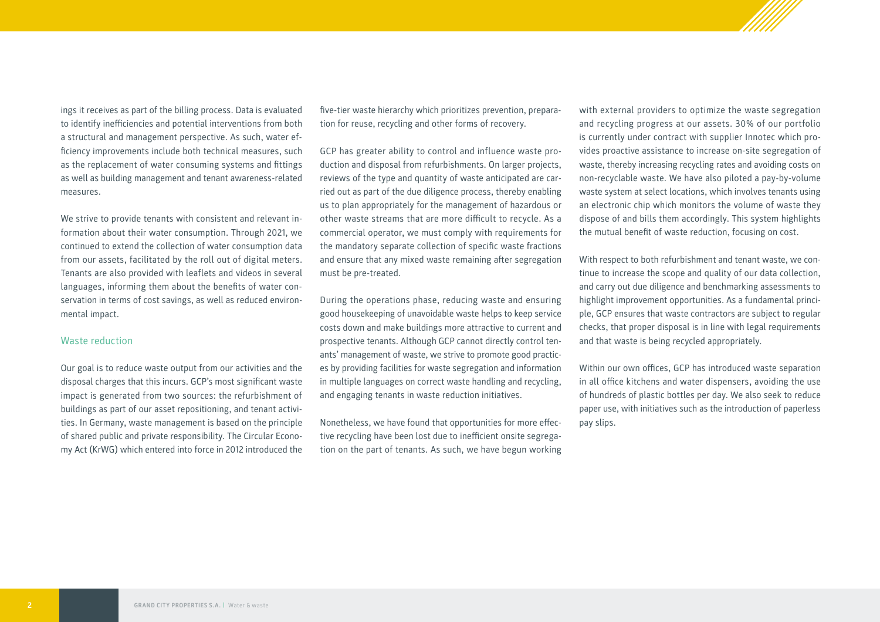ings it receives as part of the billing process. Data is evaluated to identify inefficiencies and potential interventions from both a structural and management perspective. As such, water efficiency improvements include both technical measures, such as the replacement of water consuming systems and fittings as well as building management and tenant awareness-related measures.

We strive to provide tenants with consistent and relevant information about their water consumption. Through 2021, we continued to extend the collection of water consumption data from our assets, facilitated by the roll out of digital meters. Tenants are also provided with leaflets and videos in several languages, informing them about the benefits of water conservation in terms of cost savings, as well as reduced environmental impact.

## Waste reduction

Our goal is to reduce waste output from our activities and the disposal charges that this incurs. GCP's most significant waste impact is generated from two sources: the refurbishment of buildings as part of our asset repositioning, and tenant activities. In Germany, waste management is based on the principle of shared public and private responsibility. The Circular Economy Act (KrWG) which entered into force in 2012 introduced the five-tier waste hierarchy which prioritizes prevention, preparation for reuse, recycling and other forms of recovery.

GCP has greater ability to control and influence waste production and disposal from refurbishments. On larger projects, reviews of the type and quantity of waste anticipated are carried out as part of the due diligence process, thereby enabling us to plan appropriately for the management of hazardous or other waste streams that are more difficult to recycle. As a commercial operator, we must comply with requirements for the mandatory separate collection of specific waste fractions and ensure that any mixed waste remaining after segregation must be pre-treated.

During the operations phase, reducing waste and ensuring good housekeeping of unavoidable waste helps to keep service costs down and make buildings more attractive to current and prospective tenants. Although GCP cannot directly control tenants' management of waste, we strive to promote good practices by providing facilities for waste segregation and information in multiple languages on correct waste handling and recycling, and engaging tenants in waste reduction initiatives.

Nonetheless, we have found that opportunities for more effective recycling have been lost due to inefficient onsite segregation on the part of tenants. As such, we have begun working with external providers to optimize the waste segregation and recycling progress at our assets. 30% of our portfolio is currently under contract with supplier Innotec which provides proactive assistance to increase on-site segregation of waste, thereby increasing recycling rates and avoiding costs on non-recyclable waste. We have also piloted a pay-by-volume waste system at select locations, which involves tenants using an electronic chip which monitors the volume of waste they dispose of and bills them accordingly. This system highlights the mutual benefit of waste reduction, focusing on cost.

With respect to both refurbishment and tenant waste, we continue to increase the scope and quality of our data collection, and carry out due diligence and benchmarking assessments to highlight improvement opportunities. As a fundamental principle, GCP ensures that waste contractors are subject to regular checks, that proper disposal is in line with legal requirements and that waste is being recycled appropriately.

Within our own offices, GCP has introduced waste separation in all office kitchens and water dispensers, avoiding the use of hundreds of plastic bottles per day. We also seek to reduce paper use, with initiatives such as the introduction of paperless pay slips.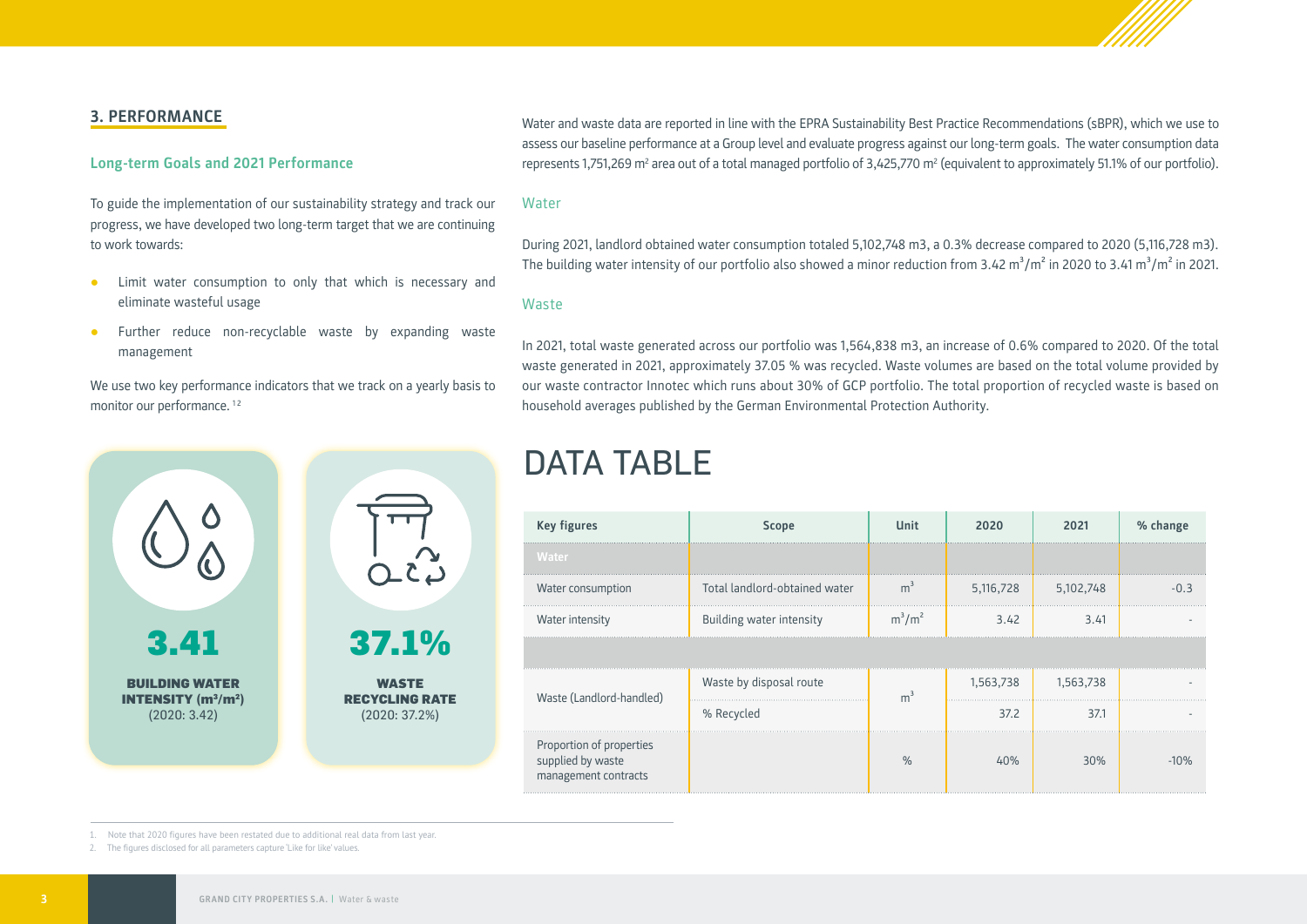## 3. PERFORMANCE

### Long-term Goals and 2021 Performance

To guide the implementation of our sustainability strategy and track our progress, we have developed two long-term target that we are continuing to work towards:

- Limit water consumption to only that which is necessary and eliminate wasteful usage
- Further reduce non-recyclable waste by expanding waste management

We use two key performance indicators that we track on a yearly basis to monitor our performance.[1 2]

**3.41**

**BUILDING WATER INTENSITY ($m^3/m^2$)**
(2020: 3.42)

**37.1%**

**WASTE RECYCLING RATE**
(2020: 37.2%)

Water and waste data are reported in line with the EPRA Sustainability Best Practice Recommendations (sBPR), which we use to assess our baseline performance at a Group level and evaluate progress against our long-term goals. The water consumption data represents 1,751,269 $m^2$ area out of a total managed portfolio of 3,425,770 $m^2$ (equivalent to approximately 51.1% of our portfolio).

### Water

During 2021, landlord obtained water consumption totaled 5,102,748 m3, a 0.3% decrease compared to 2020 (5,116,728 m3). The building water intensity of our portfolio also showed a minor reduction from 3.42 $m^3/m^2$ in 2020 to 3.41 $m^3/m^2$ in 2021.

### Waste

In 2021, total waste generated across our portfolio was 1,564,838 m3, an increase of 0.6% compared to 2020. Of the total waste generated in 2021, approximately 37.05 % was recycled. Waste volumes are based on the total volume provided by our waste contractor Innotec which runs about 30% of GCP portfolio. The total proportion of recycled waste is based on household averages published by the German Environmental Protection Authority.

# DATA TABLE

| Key figures | Scope | Unit | 2020 | 2021 | % change |
|---|---|---|---|---|---|
| **Water** | | | | | |
| Water consumption | Total landlord-obtained water | $m^3$ | 5,116,728 | 5,102,748 | -0.3 |
| Water intensity | Building water intensity | $m^3/m^2$ | 3.42 | 3.41 | - |
| | | | | | |
| Waste (Landlord-handled) | Waste by disposal route | $m^3$ | 1,563,738 | 1,563,738 | - |
| | % Recycled | | 37.2 | 37.1 | - |
| Proportion of properties supplied by waste management contracts | | % | 40% | 30% | -10% |

1. Note that 2020 figures have been restated due to additional real data from last year.
2. The figures disclosed for all parameters capture 'Like for like' values.